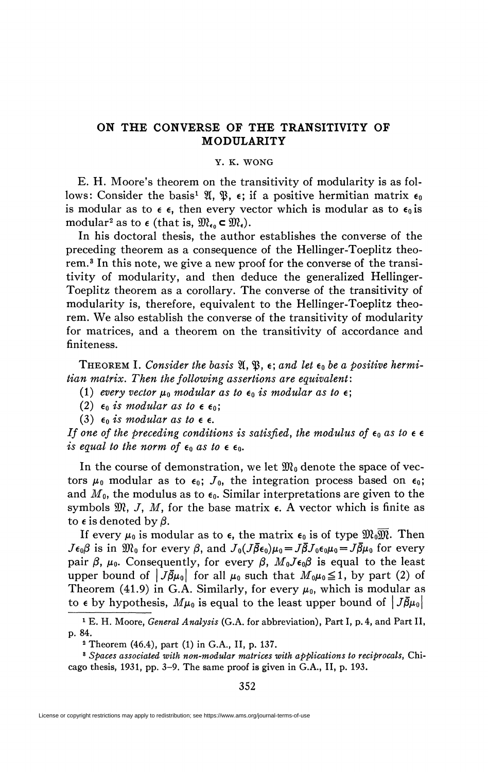# ON THE CONVERSE OF THE TRANSITIVITY OF MODULARITY

Y. K. WONG

E. H. Moore's theorem on the transitivity of modularity is as follows: Consider the basis[1] $\mathfrak{A}$, $\mathfrak{P}$, $\epsilon$; if a positive hermitian matrix $\epsilon_0$ is modular as to $\epsilon\,\epsilon$, then every vector which is modular as to $\epsilon_0$ is modular[2] as to $\epsilon$ (that is, $\mathfrak{M}_{\epsilon_0} \subset \mathfrak{M}_\epsilon$).

In his doctoral thesis, the author establishes the converse of the preceding theorem as a consequence of the Hellinger-Toeplitz theorem.[3] In this note, we give a new proof for the converse of the transitivity of modularity, and then deduce the generalized Hellinger-Toeplitz theorem as a corollary. The converse of the transitivity of modularity is, therefore, equivalent to the Hellinger-Toeplitz theorem. We also establish the converse of the transitivity of modularity for matrices, and a theorem on the transitivity of accordance and finiteness.

THEOREM I. *Consider the basis $\mathfrak{A}$, $\mathfrak{P}$, $\epsilon$; and let $\epsilon_0$ be a positive hermitian matrix. Then the following assertions are equivalent:*

(1) *every vector $\mu_0$ modular as to $\epsilon_0$ is modular as to $\epsilon$;*

(2) *$\epsilon_0$ is modular as to $\epsilon\,\epsilon_0$;*

(3) *$\epsilon_0$ is modular as to $\epsilon\,\epsilon$.*

*If one of the preceding conditions is satisfied, the modulus of $\epsilon_0$ as to $\epsilon\,\epsilon$ is equal to the norm of $\epsilon_0$ as to $\epsilon\,\epsilon_0$.*

In the course of demonstration, we let $\mathfrak{M}_0$ denote the space of vectors $\mu_0$ modular as to $\epsilon_0$; $J_0$, the integration process based on $\epsilon_0$; and $M_0$, the modulus as to $\epsilon_0$. Similar interpretations are given to the symbols $\mathfrak{M}$, $J$, $M$, for the base matrix $\epsilon$. A vector which is finite as to $\epsilon$ is denoted by $\beta$.

If every $\mu_0$ is modular as to $\epsilon$, the matrix $\epsilon_0$ is of type $\mathfrak{M}_0\overline{\mathfrak{M}}$. Then $J\epsilon_0\beta$ is in $\mathfrak{M}_0$ for every $\beta$, and $J_0(J\bar{\beta}\epsilon_0)\mu_0 = J\bar{\beta}J_0\epsilon_0\mu_0 = J\bar{\beta}\mu_0$ for every pair $\beta$, $\mu_0$. Consequently, for every $\beta$, $M_0 J\epsilon_0\beta$ is equal to the least upper bound of $|J\bar{\beta}\mu_0|$ for all $\mu_0$ such that $M_0\mu_0 \leqq 1$, by part (2) of Theorem (41.9) in G.A. Similarly, for every $\mu_0$, which is modular as to $\epsilon$ by hypothesis, $M\mu_0$ is equal to the least upper bound of $|J\bar{\beta}\mu_0|$

---

[1] E. H. Moore, *General Analysis* (G.A. for abbreviation), Part I, p. 4, and Part II, p. 84.

[2] Theorem (46.4), part (1) in G.A., II, p. 137.

[3] *Spaces associated with non-modular matrices with applications to reciprocals*, Chicago thesis, 1931, pp. 3–9. The same proof is given in G.A., II, p. 193.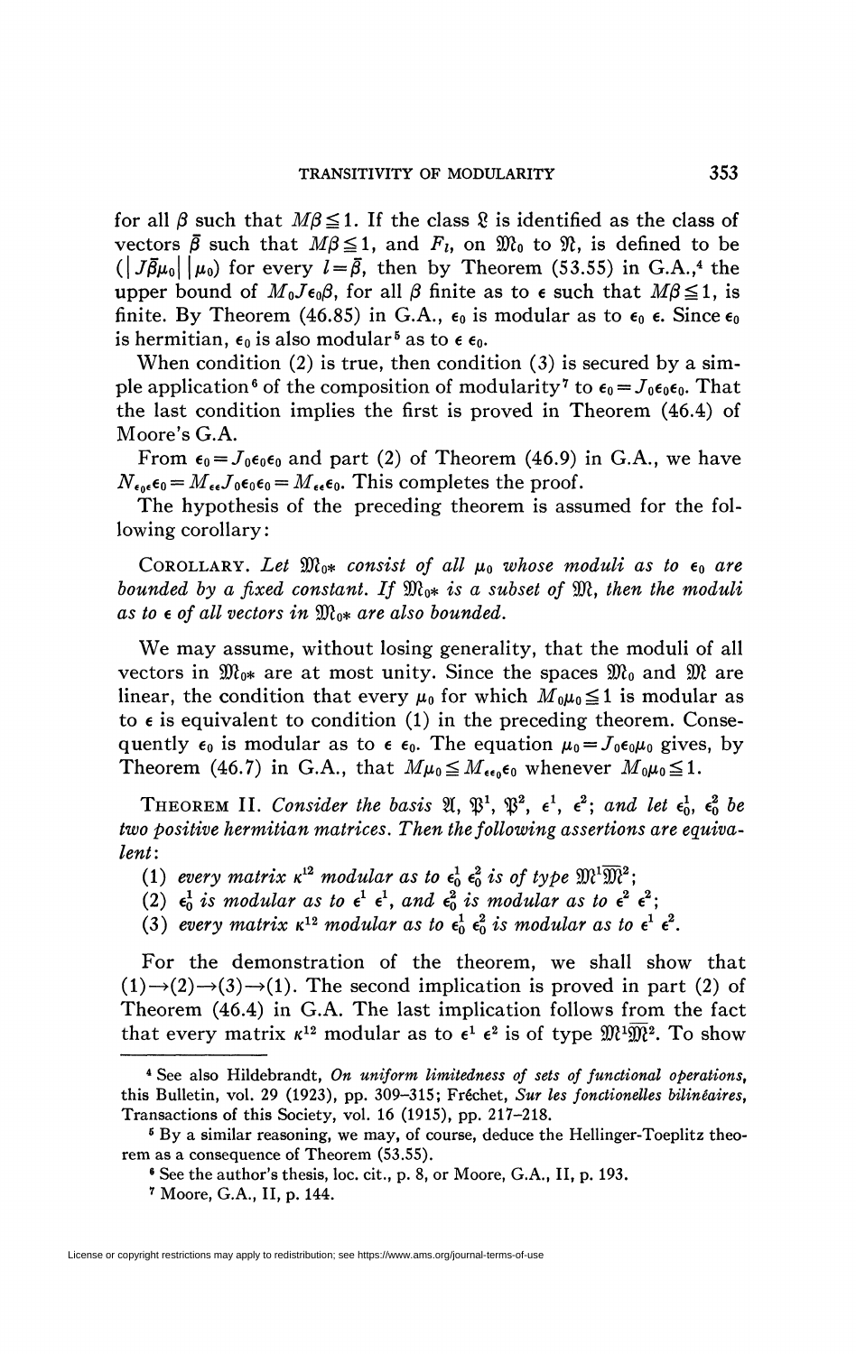for all $\beta$ such that $M\beta \leqq 1$. If the class $\mathfrak{L}$ is identified as the class of vectors $\bar{\beta}$ such that $M\beta \leqq 1$, and $F_l$, on $\mathfrak{M}_0$ to $\mathfrak{R}$, is defined to be $(|J\bar{\beta}\mu_0| \, |\mu_0)$ for every $l = \bar{\beta}$, then by Theorem (53.55) in G.A.,[4] the upper bound of $M_0 J \epsilon_0 \beta$, for all $\beta$ finite as to $\epsilon$ such that $M\beta \leqq 1$, is finite. By Theorem (46.85) in G.A., $\epsilon_0$ is modular as to $\epsilon_0\ \epsilon$. Since $\epsilon_0$ is hermitian, $\epsilon_0$ is also modular[5] as to $\epsilon\ \epsilon_0$.

When condition (2) is true, then condition (3) is secured by a simple application[6] of the composition of modularity[7] to $\epsilon_0 = J_0 \epsilon_0 \epsilon_0$. That the last condition implies the first is proved in Theorem (46.4) of Moore's G.A.

From $\epsilon_0 = J_0 \epsilon_0 \epsilon_0$ and part (2) of Theorem (46.9) in G.A., we have $N_{\epsilon_0 \epsilon} \epsilon_0 = M_{\epsilon\epsilon} J_0 \epsilon_0 \epsilon_0 = M_{\epsilon\epsilon} \epsilon_0$. This completes the proof.

The hypothesis of the preceding theorem is assumed for the following corollary:

COROLLARY. *Let $\mathfrak{M}_{0*}$ consist of all $\mu_0$ whose moduli as to $\epsilon_0$ are bounded by a fixed constant. If $\mathfrak{M}_{0*}$ is a subset of $\mathfrak{M}$, then the moduli as to $\epsilon$ of all vectors in $\mathfrak{M}_{0*}$ are also bounded.*

We may assume, without losing generality, that the moduli of all vectors in $\mathfrak{M}_{0*}$ are at most unity. Since the spaces $\mathfrak{M}_0$ and $\mathfrak{M}$ are linear, the condition that every $\mu_0$ for which $M_0 \mu_0 \leqq 1$ is modular as to $\epsilon$ is equivalent to condition (1) in the preceding theorem. Consequently $\epsilon_0$ is modular as to $\epsilon\ \epsilon_0$. The equation $\mu_0 = J_0 \epsilon_0 \mu_0$ gives, by Theorem (46.7) in G.A., that $M\mu_0 \leqq M_{\epsilon\epsilon_0 \epsilon_0}$ whenever $M_0 \mu_0 \leqq 1$.

THEOREM II. *Consider the basis $\mathfrak{A}$, $\mathfrak{P}^1$, $\mathfrak{P}^2$, $\epsilon^1$, $\epsilon^2$; and let $\epsilon_0^1$, $\epsilon_0^2$ be two positive hermitian matrices. Then the following assertions are equivalent:*

(1) *every matrix $\kappa^{12}$ modular as to $\epsilon_0^1\ \epsilon_0^2$ is of type $\mathfrak{M}^1 \overline{\mathfrak{M}}^2$;*
(2) *$\epsilon_0^1$ is modular as to $\epsilon^1\ \epsilon^1$, and $\epsilon_0^2$ is modular as to $\epsilon^2\ \epsilon^2$;*
(3) *every matrix $\kappa^{12}$ modular as to $\epsilon_0^1\ \epsilon_0^2$ is modular as to $\epsilon^1\ \epsilon^2$.*

For the demonstration of the theorem, we shall show that $(1) \rightarrow (2) \rightarrow (3) \rightarrow (1)$. The second implication is proved in part (2) of Theorem (46.4) in G.A. The last implication follows from the fact that every matrix $\kappa^{12}$ modular as to $\epsilon^1\ \epsilon^2$ is of type $\mathfrak{M}^1 \overline{\mathfrak{M}}^2$. To show

---

[4] See also Hildebrandt, *On uniform limitedness of sets of functional operations*, this Bulletin, vol. 29 (1923), pp. 309–315; Fréchet, *Sur les fonctionelles bilinéaires*, Transactions of this Society, vol. 16 (1915), pp. 217–218.

[5] By a similar reasoning, we may, of course, deduce the Hellinger-Toeplitz theorem as a consequence of Theorem (53.55).

[6] See the author's thesis, loc. cit., p. 8, or Moore, G.A., II, p. 193.

[7] Moore, G.A., II, p. 144.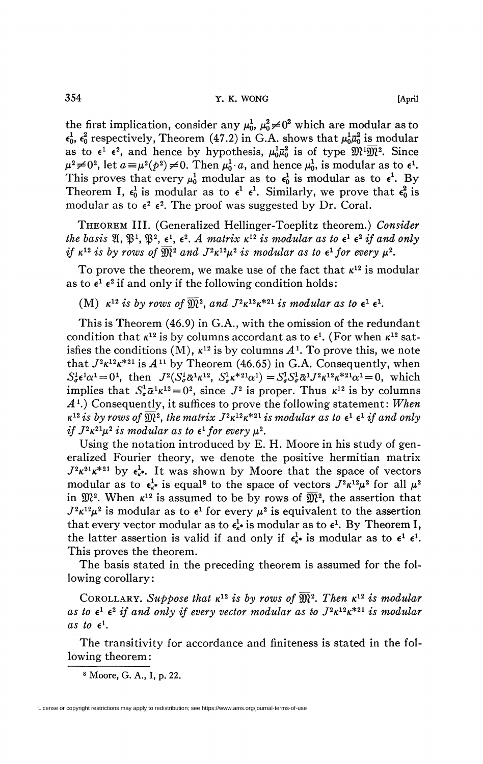the first implication, consider any $\mu_0^1$, $\mu_0^2 \neq 0^2$ which are modular as to $\epsilon_0^1$, $\epsilon_0^2$ respectively, Theorem (47.2) in G.A. shows that $\mu_0^1\bar{\mu}_0^2$ is modular as to $\epsilon^1\ \epsilon^2$, and hence by hypothesis, $\mu_0^1\bar{\mu}_0^2$ is of type $\mathfrak{M}^1\overline{\mathfrak{M}}^2$. Since $\mu^2 \neq 0^2$, let $a \equiv \mu^2(p^2) \neq 0$. Then $\mu_0^1 \cdot a$, and hence $\mu_0^1$, is modular as to $\epsilon^1$. This proves that every $\mu_0^1$ modular as to $\epsilon_0^1$ is modular as to $\epsilon^1$. By Theorem I, $\epsilon_0^1$ is modular as to $\epsilon^1\ \epsilon^1$. Similarly, we prove that $\epsilon_0^2$ is modular as to $\epsilon^2\ \epsilon^2$. The proof was suggested by Dr. Coral.

THEOREM III. (Generalized Hellinger-Toeplitz theorem.) *Consider the basis $\mathfrak{A}$, $\mathfrak{P}^1$, $\mathfrak{P}^2$, $\epsilon^1$, $\epsilon^2$. A matrix $\kappa^{12}$ is modular as to $\epsilon^1\ \epsilon^2$ if and only if $\kappa^{12}$ is by rows of $\overline{\mathfrak{M}}^2$ and $J^2\kappa^{12}\mu^2$ is modular as to $\epsilon^1$ for every $\mu^2$.*

To prove the theorem, we make use of the fact that $\kappa^{12}$ is modular as to $\epsilon^1\ \epsilon^2$ if and only if the following condition holds:

(M) *$\kappa^{12}$ is by rows of $\overline{\mathfrak{M}}^2$, and $J^2\kappa^{12}\kappa^{*21}$ is modular as to $\epsilon^1\ \epsilon^1$.*

This is Theorem (46.9) in G.A., with the omission of the redundant condition that $\kappa^{12}$ is by columns accordant as to $\epsilon^1$. (For when $\kappa^{12}$ satisfies the conditions (M), $\kappa^{12}$ is by columns $A^1$. To prove this, we note that $J^2\kappa^{12}\kappa^{*21}$ is $A^{11}$ by Theorem (46.65) in G.A. Consequently, when $S_\sigma^1\epsilon^1\alpha^1 = 0^1$, then $J^2(S_\sigma^1\bar{\alpha}^1\kappa^{12}, S_\sigma^1\kappa^{*21}\alpha^1) = S_\sigma^1S_\sigma^1\bar{\alpha}^1J^2\kappa^{12}\kappa^{*21}\alpha^1 = 0$, which implies that $S_\sigma^1\bar{\alpha}^1\kappa^{12} = 0^2$, since $J^2$ is proper. Thus $\kappa^{12}$ is by columns $A^1$.) Consequently, it suffices to prove the following statement: *When $\kappa^{12}$ is by rows of $\overline{\mathfrak{M}}^2$, the matrix $J^2\kappa^{12}\kappa^{*21}$ is modular as to $\epsilon^1\ \epsilon^1$ if and only if $J^2\kappa^{21}\mu^2$ is modular as to $\epsilon^1$ for every $\mu^2$.*

Using the notation introduced by E. H. Moore in his study of generalized Fourier theory, we denote the positive hermitian matrix $J^2\kappa^{21}\kappa^{*21}$ by $\epsilon_{\kappa*}^1$. It was shown by Moore that the space of vectors modular as to $\epsilon_{\kappa*}^1$ is equal[8] to the space of vectors $J^2\kappa^{12}\mu^2$ for all $\mu^2$ in $\mathfrak{M}^2$. When $\kappa^{12}$ is assumed to be by rows of $\overline{\mathfrak{M}}^2$, the assertion that $J^2\kappa^{12}\mu^2$ is modular as to $\epsilon^1$ for every $\mu^2$ is equivalent to the assertion that every vector modular as to $\epsilon_{\kappa*}^1$ is modular as to $\epsilon^1$. By Theorem I, the latter assertion is valid if and only if $\epsilon_{\kappa*}^1$ is modular as to $\epsilon^1\ \epsilon^1$. This proves the theorem.

The basis stated in the preceding theorem is assumed for the following corollary:

COROLLARY. *Suppose that $\kappa^{12}$ is by rows of $\overline{\mathfrak{M}}^2$. Then $\kappa^{12}$ is modular as to $\epsilon^1\ \epsilon^2$ if and only if every vector modular as to $J^2\kappa^{12}\kappa^{*21}$ is modular as to $\epsilon^1$.*

The transitivity for accordance and finiteness is stated in the following theorem:

[8] Moore, G. A., I, p. 22.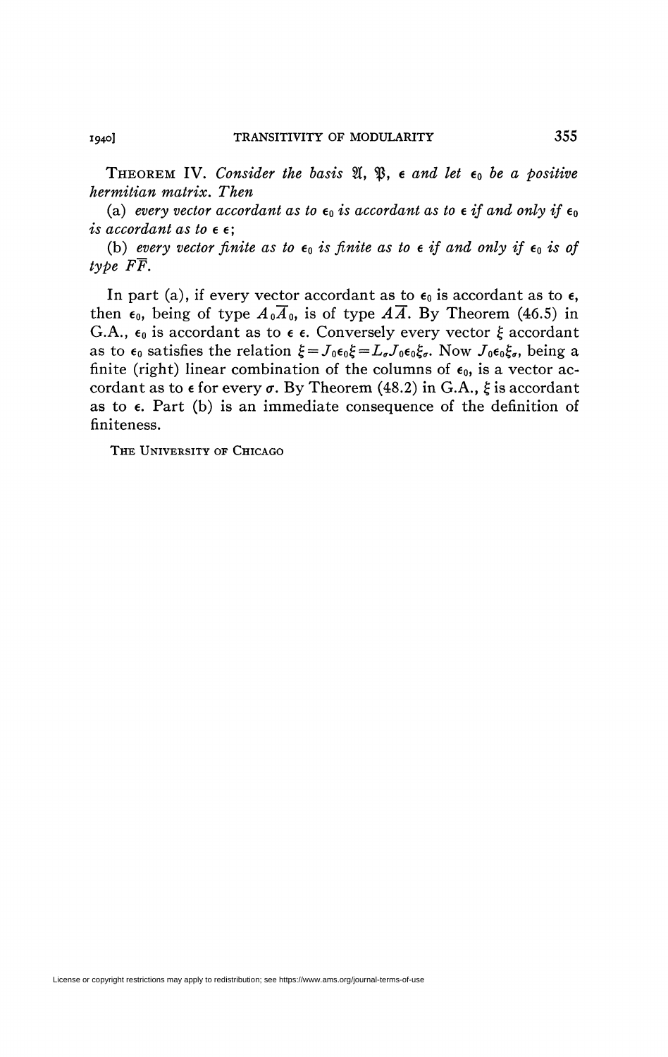THEOREM IV. *Consider the basis $\mathfrak{A}$, $\mathfrak{P}$, $\epsilon$ and let $\epsilon_0$ be a positive hermitian matrix. Then*

(a) *every vector accordant as to $\epsilon_0$ is accordant as to $\epsilon$ if and only if $\epsilon_0$ is accordant as to $\epsilon$ $\epsilon$;*

(b) *every vector finite as to $\epsilon_0$ is finite as to $\epsilon$ if and only if $\epsilon_0$ is of type $F\overline{F}$.*

In part (a), if every vector accordant as to $\epsilon_0$ is accordant as to $\epsilon$, then $\epsilon_0$, being of type $A_0\overline{A}_0$, is of type $A\overline{A}$. By Theorem (46.5) in G.A., $\epsilon_0$ is accordant as to $\epsilon$ $\epsilon$. Conversely every vector $\xi$ accordant as to $\epsilon_0$ satisfies the relation $\xi = J_0\epsilon_0\xi = L_\sigma J_0\epsilon_0\xi_\sigma$. Now $J_0\epsilon_0\xi_\sigma$, being a finite (right) linear combination of the columns of $\epsilon_0$, is a vector accordant as to $\epsilon$ for every $\sigma$. By Theorem (48.2) in G.A., $\xi$ is accordant as to $\epsilon$. Part (b) is an immediate consequence of the definition of finiteness.

THE UNIVERSITY OF CHICAGO